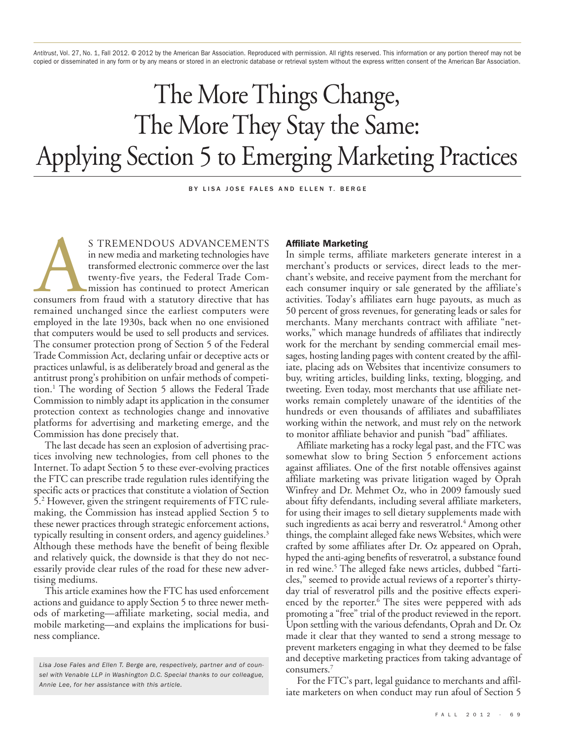*Antitrust*, Vol. 27, No. 1, Fall 2012. © 2012 by the American Bar Association. Reproduced with permission. All rights reserved. This information or any portion thereof may not be copied or disseminated in any form or by any means or stored in an electronic database or retrieval system without the express written consent of the American Bar Association.

# The More Things Change, The More They Stay the Same: Applying Section 5 to Emerging Marketing Practices

BY LISA JOSE FALES AND ELLEN T. BERGE

AS TREMENDOUS ADVANCEMENTS in new media and marketing technologies have transformed electronic commerce over the last twenty-five years, the Federal Trade Commission has continued to protect American consumers from fraud with a statutory directive that has remained unchanged since the earliest computers were employed in the late 1930s, back when no one envisioned that computers would be used to sell products and services. The consumer protection prong of Section 5 of the Federal Trade Commission Act, declaring unfair or deceptive acts or practices unlawful, is as deliberately broad and general as the antitrust prong's prohibition on unfair methods of competition.[1] The wording of Section 5 allows the Federal Trade Commission to nimbly adapt its application in the consumer protection context as technologies change and innovative platforms for advertising and marketing emerge, and the Commission has done precisely that.

The last decade has seen an explosion of advertising practices involving new technologies, from cell phones to the Internet. To adapt Section 5 to these ever-evolving practices the FTC can prescribe trade regulation rules identifying the specific acts or practices that constitute a violation of Section 5.[2] However, given the stringent requirements of FTC rulemaking, the Commission has instead applied Section 5 to these newer practices through strategic enforcement actions, typically resulting in consent orders, and agency guidelines.[3] Although these methods have the benefit of being flexible and relatively quick, the downside is that they do not necessarily provide clear rules of the road for these new advertising mediums.

This article examines how the FTC has used enforcement actions and guidance to apply Section 5 to three newer methods of marketing—affiliate marketing, social media, and mobile marketing—and explains the implications for business compliance.

*Lisa Jose Fales and Ellen T. Berge are, respectively, partner and of counsel with Venable LLP in Washington D.C. Special thanks to our colleague, Annie Lee, for her assistance with this article.*

## Affiliate Marketing

In simple terms, affiliate marketers generate interest in a merchant's products or services, direct leads to the merchant's website, and receive payment from the merchant for each consumer inquiry or sale generated by the affiliate's activities. Today's affiliates earn huge payouts, as much as 50 percent of gross revenues, for generating leads or sales for merchants. Many merchants contract with affiliate "networks," which manage hundreds of affiliates that indirectly work for the merchant by sending commercial email messages, hosting landing pages with content created by the affiliate, placing ads on Websites that incentivize consumers to buy, writing articles, building links, texting, blogging, and tweeting. Even today, most merchants that use affiliate networks remain completely unaware of the identities of the hundreds or even thousands of affiliates and subaffiliates working within the network, and must rely on the network to monitor affiliate behavior and punish "bad" affiliates.

Affiliate marketing has a rocky legal past, and the FTC was somewhat slow to bring Section 5 enforcement actions against affiliates. One of the first notable offensives against affiliate marketing was private litigation waged by Oprah Winfrey and Dr. Mehmet Oz, who in 2009 famously sued about fifty defendants, including several affiliate marketers, for using their images to sell dietary supplements made with such ingredients as acai berry and resveratrol.[4] Among other things, the complaint alleged fake news Websites, which were crafted by some affiliates after Dr. Oz appeared on Oprah, hyped the anti-aging benefits of resveratrol, a substance found in red wine.[5] The alleged fake news articles, dubbed "farticles," seemed to provide actual reviews of a reporter's thirty-day trial of resveratrol pills and the positive effects experienced by the reporter.[6] The sites were peppered with ads promoting a "free" trial of the product reviewed in the report. Upon settling with the various defendants, Oprah and Dr. Oz made it clear that they wanted to send a strong message to prevent marketers engaging in what they deemed to be false and deceptive marketing practices from taking advantage of consumers.[7]

For the FTC's part, legal guidance to merchants and affiliate marketers on when conduct may run afoul of Section 5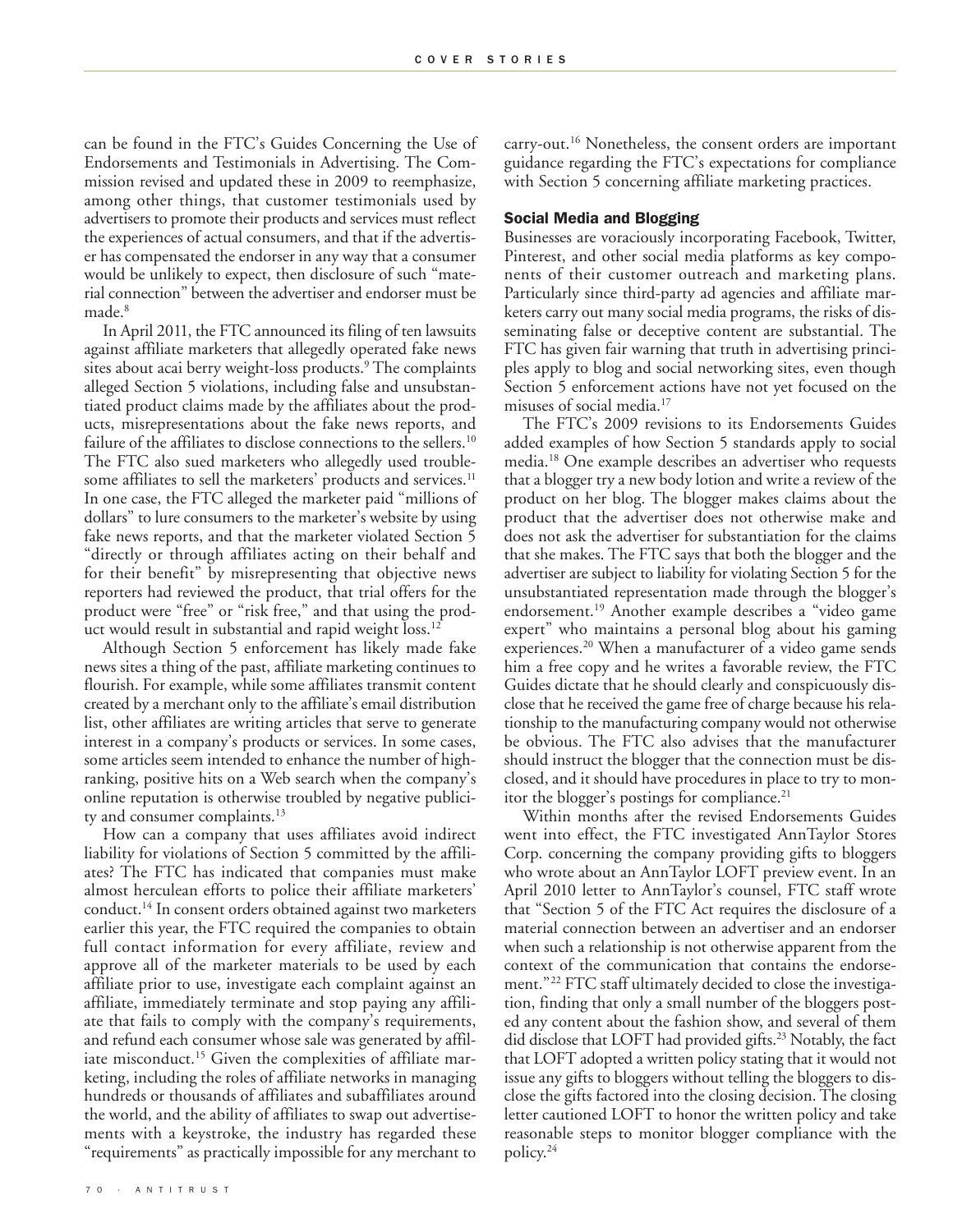can be found in the FTC's Guides Concerning the Use of Endorsements and Testimonials in Advertising. The Commission revised and updated these in 2009 to reemphasize, among other things, that customer testimonials used by advertisers to promote their products and services must reflect the experiences of actual consumers, and that if the advertiser has compensated the endorser in any way that a consumer would be unlikely to expect, then disclosure of such "material connection" between the advertiser and endorser must be made.[8]

In April 2011, the FTC announced its filing of ten lawsuits against affiliate marketers that allegedly operated fake news sites about acai berry weight-loss products.[9] The complaints alleged Section 5 violations, including false and unsubstantiated product claims made by the affiliates about the products, misrepresentations about the fake news reports, and failure of the affiliates to disclose connections to the sellers.[10] The FTC also sued marketers who allegedly used troublesome affiliates to sell the marketers' products and services.[11] In one case, the FTC alleged the marketer paid "millions of dollars" to lure consumers to the marketer's website by using fake news reports, and that the marketer violated Section 5 "directly or through affiliates acting on their behalf and for their benefit" by misrepresenting that objective news reporters had reviewed the product, that trial offers for the product were "free" or "risk free," and that using the product would result in substantial and rapid weight loss.[12]

Although Section 5 enforcement has likely made fake news sites a thing of the past, affiliate marketing continues to flourish. For example, while some affiliates transmit content created by a merchant only to the affiliate's email distribution list, other affiliates are writing articles that serve to generate interest in a company's products or services. In some cases, some articles seem intended to enhance the number of high-ranking, positive hits on a Web search when the company's online reputation is otherwise troubled by negative publicity and consumer complaints.[13]

How can a company that uses affiliates avoid indirect liability for violations of Section 5 committed by the affiliates? The FTC has indicated that companies must make almost herculean efforts to police their affiliate marketers' conduct.[14] In consent orders obtained against two marketers earlier this year, the FTC required the companies to obtain full contact information for every affiliate, review and approve all of the marketer materials to be used by each affiliate prior to use, investigate each complaint against an affiliate, immediately terminate and stop paying any affiliate that fails to comply with the company's requirements, and refund each consumer whose sale was generated by affiliate misconduct.[15] Given the complexities of affiliate marketing, including the roles of affiliate networks in managing hundreds or thousands of affiliates and subaffiliates around the world, and the ability of affiliates to swap out advertisements with a keystroke, the industry has regarded these "requirements" as practically impossible for any merchant to carry-out.[16] Nonetheless, the consent orders are important guidance regarding the FTC's expectations for compliance with Section 5 concerning affiliate marketing practices.

### Social Media and Blogging

Businesses are voraciously incorporating Facebook, Twitter, Pinterest, and other social media platforms as key components of their customer outreach and marketing plans. Particularly since third-party ad agencies and affiliate marketers carry out many social media programs, the risks of disseminating false or deceptive content are substantial. The FTC has given fair warning that truth in advertising principles apply to blog and social networking sites, even though Section 5 enforcement actions have not yet focused on the misuses of social media.[17]

The FTC's 2009 revisions to its Endorsements Guides added examples of how Section 5 standards apply to social media.[18] One example describes an advertiser who requests that a blogger try a new body lotion and write a review of the product on her blog. The blogger makes claims about the product that the advertiser does not otherwise make and does not ask the advertiser for substantiation for the claims that she makes. The FTC says that both the blogger and the advertiser are subject to liability for violating Section 5 for the unsubstantiated representation made through the blogger's endorsement.[19] Another example describes a "video game expert" who maintains a personal blog about his gaming experiences.[20] When a manufacturer of a video game sends him a free copy and he writes a favorable review, the FTC Guides dictate that he should clearly and conspicuously disclose that he received the game free of charge because his relationship to the manufacturing company would not otherwise be obvious. The FTC also advises that the manufacturer should instruct the blogger that the connection must be disclosed, and it should have procedures in place to try to monitor the blogger's postings for compliance.[21]

Within months after the revised Endorsements Guides went into effect, the FTC investigated AnnTaylor Stores Corp. concerning the company providing gifts to bloggers who wrote about an AnnTaylor LOFT preview event. In an April 2010 letter to AnnTaylor's counsel, FTC staff wrote that "Section 5 of the FTC Act requires the disclosure of a material connection between an advertiser and an endorser when such a relationship is not otherwise apparent from the context of the communication that contains the endorsement."[22] FTC staff ultimately decided to close the investigation, finding that only a small number of the bloggers posted any content about the fashion show, and several of them did disclose that LOFT had provided gifts.[23] Notably, the fact that LOFT adopted a written policy stating that it would not issue any gifts to bloggers without telling the bloggers to disclose the gifts factored into the closing decision. The closing letter cautioned LOFT to honor the written policy and take reasonable steps to monitor blogger compliance with the policy.[24]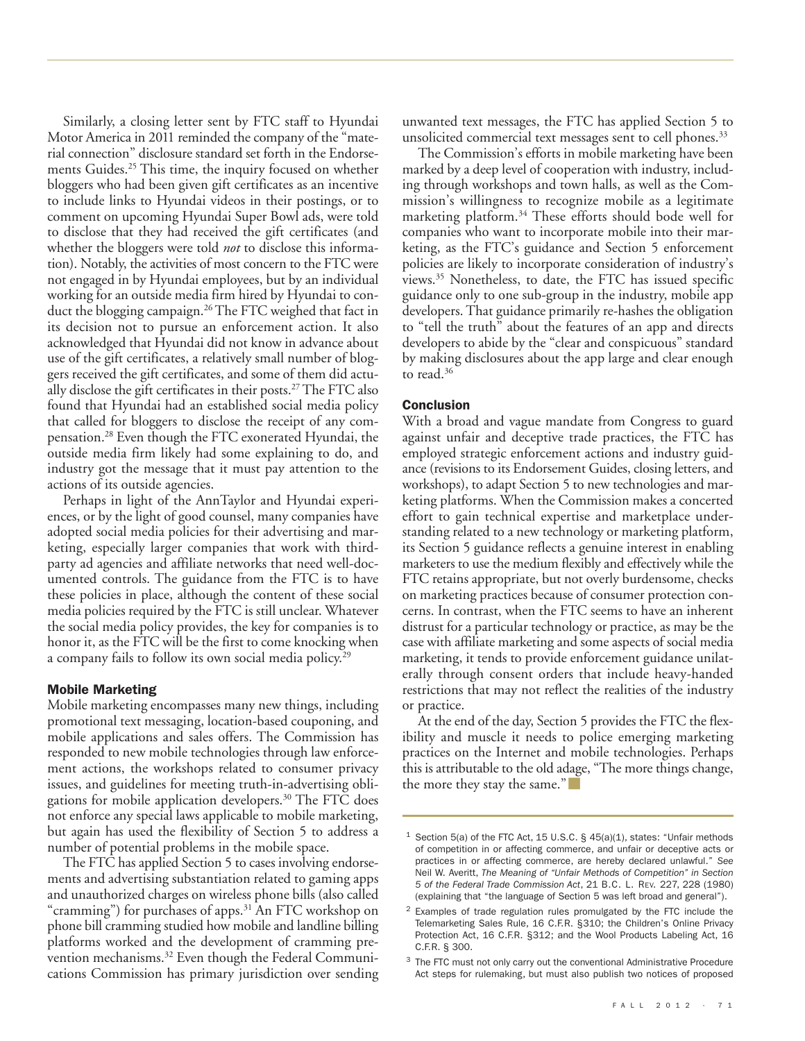Similarly, a closing letter sent by FTC staff to Hyundai Motor America in 2011 reminded the company of the "material connection" disclosure standard set forth in the Endorsements Guides.[25] This time, the inquiry focused on whether bloggers who had been given gift certificates as an incentive to include links to Hyundai videos in their postings, or to comment on upcoming Hyundai Super Bowl ads, were told to disclose that they had received the gift certificates (and whether the bloggers were told *not* to disclose this information). Notably, the activities of most concern to the FTC were not engaged in by Hyundai employees, but by an individual working for an outside media firm hired by Hyundai to conduct the blogging campaign.[26] The FTC weighed that fact in its decision not to pursue an enforcement action. It also acknowledged that Hyundai did not know in advance about use of the gift certificates, a relatively small number of bloggers received the gift certificates, and some of them did actually disclose the gift certificates in their posts.[27] The FTC also found that Hyundai had an established social media policy that called for bloggers to disclose the receipt of any compensation.[28] Even though the FTC exonerated Hyundai, the outside media firm likely had some explaining to do, and industry got the message that it must pay attention to the actions of its outside agencies.

Perhaps in light of the AnnTaylor and Hyundai experiences, or by the light of good counsel, many companies have adopted social media policies for their advertising and marketing, especially larger companies that work with third-party ad agencies and affiliate networks that need well-documented controls. The guidance from the FTC is to have these policies in place, although the content of these social media policies required by the FTC is still unclear. Whatever the social media policy provides, the key for companies is to honor it, as the FTC will be the first to come knocking when a company fails to follow its own social media policy.[29]

### Mobile Marketing

Mobile marketing encompasses many new things, including promotional text messaging, location-based couponing, and mobile applications and sales offers. The Commission has responded to new mobile technologies through law enforcement actions, the workshops related to consumer privacy issues, and guidelines for meeting truth-in-advertising obligations for mobile application developers.[30] The FTC does not enforce any special laws applicable to mobile marketing, but again has used the flexibility of Section 5 to address a number of potential problems in the mobile space.

The FTC has applied Section 5 to cases involving endorsements and advertising substantiation related to gaming apps and unauthorized charges on wireless phone bills (also called "cramming") for purchases of apps.[31] An FTC workshop on phone bill cramming studied how mobile and landline billing platforms worked and the development of cramming prevention mechanisms.[32] Even though the Federal Communications Commission has primary jurisdiction over sending unwanted text messages, the FTC has applied Section 5 to unsolicited commercial text messages sent to cell phones.[33]

The Commission's efforts in mobile marketing have been marked by a deep level of cooperation with industry, including through workshops and town halls, as well as the Commission's willingness to recognize mobile as a legitimate marketing platform.[34] These efforts should bode well for companies who want to incorporate mobile into their marketing, as the FTC's guidance and Section 5 enforcement policies are likely to incorporate consideration of industry's views.[35] Nonetheless, to date, the FTC has issued specific guidance only to one sub-group in the industry, mobile app developers. That guidance primarily re-hashes the obligation to "tell the truth" about the features of an app and directs developers to abide by the "clear and conspicuous" standard by making disclosures about the app large and clear enough to read.[36]

### Conclusion

With a broad and vague mandate from Congress to guard against unfair and deceptive trade practices, the FTC has employed strategic enforcement actions and industry guidance (revisions to its Endorsement Guides, closing letters, and workshops), to adapt Section 5 to new technologies and marketing platforms. When the Commission makes a concerted effort to gain technical expertise and marketplace understanding related to a new technology or marketing platform, its Section 5 guidance reflects a genuine interest in enabling marketers to use the medium flexibly and effectively while the FTC retains appropriate, but not overly burdensome, checks on marketing practices because of consumer protection concerns. In contrast, when the FTC seems to have an inherent distrust for a particular technology or practice, as may be the case with affiliate marketing and some aspects of social media marketing, it tends to provide enforcement guidance unilaterally through consent orders that include heavy-handed restrictions that may not reflect the realities of the industry or practice.

At the end of the day, Section 5 provides the FTC the flexibility and muscle it needs to police emerging marketing practices on the Internet and mobile technologies. Perhaps this is attributable to the old adage, "The more things change, the more they stay the same." ■

---

1 Section 5(a) of the FTC Act, 15 U.S.C. § 45(a)(1), states: "Unfair methods of competition in or affecting commerce, and unfair or deceptive acts or practices in or affecting commerce, are hereby declared unlawful." *See* Neil W. Averitt, *The Meaning of "Unfair Methods of Competition" in Section 5 of the Federal Trade Commission Act*, 21 B.C. L. Rev. 227, 228 (1980) (explaining that "the language of Section 5 was left broad and general").

2 Examples of trade regulation rules promulgated by the FTC include the Telemarketing Sales Rule, 16 C.F.R. §310; the Children's Online Privacy Protection Act, 16 C.F.R. §312; and the Wool Products Labeling Act, 16 C.F.R. § 300.

3 The FTC must not only carry out the conventional Administrative Procedure Act steps for rulemaking, but must also publish two notices of proposed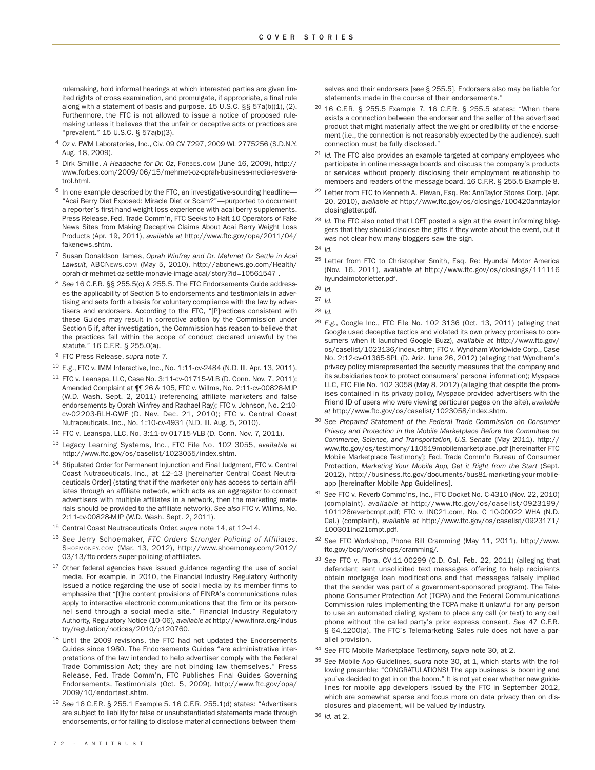rulemaking, hold informal hearings at which interested parties are given limited rights of cross examination, and promulgate, if appropriate, a final rule along with a statement of basis and purpose. 15 U.S.C. §§ 57a(b)(1), (2). Furthermore, the FTC is not allowed to issue a notice of proposed rulemaking unless it believes that the unfair or deceptive acts or practices are "prevalent." 15 U.S.C. § 57a(b)(3).

[4] Oz v. FWM Laboratories, Inc., Civ. 09 CV 7297, 2009 WL 2775256 (S.D.N.Y. Aug. 18, 2009).

[5] Dirk Smillie, *A Headache for Dr. Oz*, FORBES.COM (June 16, 2009), http://www.forbes.com/2009/06/15/mehmet-oz-oprah-business-media-resveratrol.html.

[6] In one example described by the FTC, an investigative-sounding headline—"Acai Berry Diet Exposed: Miracle Diet or Scam?"—purported to document a reporter's first-hand weight loss experience with acai berry supplements. Press Release, Fed. Trade Comm'n, FTC Seeks to Halt 10 Operators of Fake News Sites from Making Deceptive Claims About Acai Berry Weight Loss Products (Apr. 19, 2011), *available at* http://www.ftc.gov/opa/2011/04/fakenews.shtm.

[7] Susan Donaldson James, *Oprah Winfrey and Dr. Mehmet Oz Settle in Acai Lawsuit*, ABCNEWS.COM (May 5, 2010), http://abcnews.go.com/Health/oprah-dr-mehmet-oz-settle-monavie-image-acai/story?id=10561547 .

[8] *See* 16 C.F.R. §§ 255.5(c) & 255.5. The FTC Endorsements Guide addresses the applicability of Section 5 to endorsements and testimonials in advertising and sets forth a basis for voluntary compliance with the law by advertisers and endorsers. According to the FTC, "[P]ractices consistent with these Guides may result in corrective action by the Commission under Section 5 if, after investigation, the Commission has reason to believe that the practices fall within the scope of conduct declared unlawful by the statute." 16 C.F.R. § 255.0(a).

[9] FTC Press Release, *supra* note 7.

[10] E.g., FTC v. IMM Interactive, Inc., No. 1:11-cv-2484 (N.D. Ill. Apr. 13, 2011).

[11] FTC v. Leanspa, LLC, Case No. 3:11-cv-01715-VLB (D. Conn. Nov. 7, 2011); Amended Complaint at ¶¶ 26 & 105, FTC v. Willms, No. 2:11-cv-00828-MJP (W.D. Wash. Sept. 2, 2011) (referencing affiliate marketers and false endorsements by Oprah Winfrey and Rachael Ray); FTC v. Johnson, No. 2:10-cv-02203-RLH-GWF (D. Nev. Dec. 21, 2010); FTC v. Central Coast Nutraceuticals, Inc., No. 1:10-cv-4931 (N.D. Ill. Aug. 5, 2010).

[12] FTC v. Leanspa, LLC, No. 3:11-cv-01715-VLB (D. Conn. Nov. 7, 2011).

[13] Legacy Learning Systems, Inc., FTC File No. 102 3055, *available at* http://www.ftc.gov/os/caselist/1023055/index.shtm.

[14] Stipulated Order for Permanent Injunction and Final Judgment, FTC v. Central Coast Nutraceuticals, Inc., at 12–13 [hereinafter Central Coast Neutraceuticals Order] (stating that if the marketer only has access to certain affiliates through an affiliate network, which acts as an aggregator to connect advertisers with multiple affiliates in a network, then the marketing materials should be provided to the affiliate network). *See also* FTC v. Willms, No. 2:11-cv-00828-MJP (W.D. Wash. Sept. 2, 2011).

[15] Central Coast Neutraceuticals Order, *supra* note 14, at 12–14.

[16] *See* Jerry Schoemaker, *FTC Orders Stronger Policing of Affiliates*, SHOEMONEY.COM (Mar. 13, 2012), http://www.shoemoney.com/2012/03/13/ftc-orders-super-policing-of-affiliates.

[17] Other federal agencies have issued guidance regarding the use of social media. For example, in 2010, the Financial Industry Regulatory Authority issued a notice regarding the use of social media by its member firms to emphasize that "[t]he content provisions of FINRA's communications rules apply to interactive electronic communications that the firm or its personnel send through a social media site." Financial Industry Regulatory Authority, Regulatory Notice (10-06), *available at* http://www.finra.org/industry/regulation/notices/2010/p120760.

[18] Until the 2009 revisions, the FTC had not updated the Endorsements Guides since 1980. The Endorsements Guides "are administrative interpretations of the law intended to help advertiser comply with the Federal Trade Commission Act; they are not binding law themselves." Press Release, Fed. Trade Comm'n, FTC Publishes Final Guides Governing Endorsements, Testimonials (Oct. 5, 2009), http://www.ftc.gov/opa/2009/10/endortest.shtm.

[19] *See* 16 C.F.R. § 255.1 Example 5. 16 C.F.R. 255.1(d) states: "Advertisers are subject to liability for false or unsubstantiated statements made through endorsements, or for failing to disclose material connections between themselves and their endorsers [*see* § 255.5]. Endorsers also may be liable for statements made in the course of their endorsements."

[20] 16 C.F.R. § 255.5 Example 7. 16 C.F.R. § 255.5 states: "When there exists a connection between the endorser and the seller of the advertised product that might materially affect the weight or credibility of the endorsement (i.e., the connection is not reasonably expected by the audience), such connection must be fully disclosed."

[21] *Id.* The FTC also provides an example targeted at company employees who participate in online message boards and discuss the company's products or services without properly disclosing their employment relationship to members and readers of the message board. 16 C.F.R. § 255.5 Example 8.

[22] Letter from FTC to Kenneth A. Plevan, Esq. Re: AnnTaylor Stores Corp. (Apr. 20, 2010), *available at* http://www.ftc.gov/os/closings/100420anntaylorclosingletter.pdf.

[23] *Id.* The FTC also noted that LOFT posted a sign at the event informing bloggers that they should disclose the gifts if they wrote about the event, but it was not clear how many bloggers saw the sign.

[24] *Id.*

[25] Letter from FTC to Christopher Smith, Esq. Re: Hyundai Motor America (Nov. 16, 2011), *available at* http://www.ftc.gov/os/closings/111116hyundaimotorletter.pdf.

[26] *Id.*

[27] *Id.*

[28] *Id.*

[29] *E.g.*, Google Inc., FTC File No. 102 3136 (Oct. 13, 2011) (alleging that Google used deceptive tactics and violated its own privacy promises to consumers when it launched Google Buzz), *available at* http://www.ftc.gov/os/caselist/1023136/index.shtm; FTC v. Wyndham Worldwide Corp., Case No. 2:12-cv-01365-SPL (D. Ariz. June 26, 2012) (alleging that Wyndham's privacy policy misrepresented the security measures that the company and its subsidiaries took to protect consumers' personal information); Myspace LLC, FTC File No. 102 3058 (May 8, 2012) (alleging that despite the promises contained in its privacy policy, Myspace provided advertisers with the Friend ID of users who were viewing particular pages on the site), *available at* http://www.ftc.gov/os/caselist/1023058/index.shtm.

[30] *See Prepared Statement of the Federal Trade Commission on Consumer Privacy and Protection in the Mobile Marketplace Before the Committee on Commerce, Science, and Transportation, U.S. Senate* (May 2011), http://www.ftc.gov/os/testimony/110519mobilemarketplace.pdf [hereinafter FTC Mobile Marketplace Testimony]; Fed. Trade Comm'n Bureau of Consumer Protection, *Marketing Your Mobile App, Get it Right from the Start* (Sept. 2012), http://business.ftc.gov/documents/bus81-marketing-your-mobile-app [hereinafter Mobile App Guidelines].

[31] *See* FTC v. Reverb Commc'ns, Inc., FTC Docket No. C-4310 (Nov. 22, 2010) (complaint), *available at* http://www.ftc.gov/os/caselist/0923199/101126reverbcmpt.pdf; FTC v. INC21.com, No. C 10-00022 WHA (N.D. Cal.) (complaint), *available at* http://www.ftc.gov/os/caselist/0923171/100301inc21cmpt.pdf.

[32] *See* FTC Workshop, Phone Bill Cramming (May 11, 2011), http://www.ftc.gov/bcp/workshops/cramming/.

[33] *See* FTC v. Flora, CV-11-00299 (C.D. Cal. Feb. 22, 2011) (alleging that defendant sent unsolicited text messages offering to help recipients obtain mortgage loan modifications and that messages falsely implied that the sender was part of a government-sponsored program). The Telephone Consumer Protection Act (TCPA) and the Federal Communications Commission rules implementing the TCPA make it unlawful for any person to use an automated dialing system to place any call (or text) to any cell phone without the called party's prior express consent. *See* 47 C.F.R. § 64.1200(a). The FTC's Telemarketing Sales rule does not have a parallel provision.

[34] *See* FTC Mobile Marketplace Testimony, *supra* note 30, at 2.

[35] *See* Mobile App Guidelines, *supra* note 30, at 1, which starts with the following preamble: "CONGRATULATIONS! The app business is booming and you've decided to get in on the boom." It is not yet clear whether new guidelines for mobile app developers issued by the FTC in September 2012, which are somewhat sparse and focus more on data privacy than on disclosures and placement, will be valued by industry.

[36] *Id.* at 2.